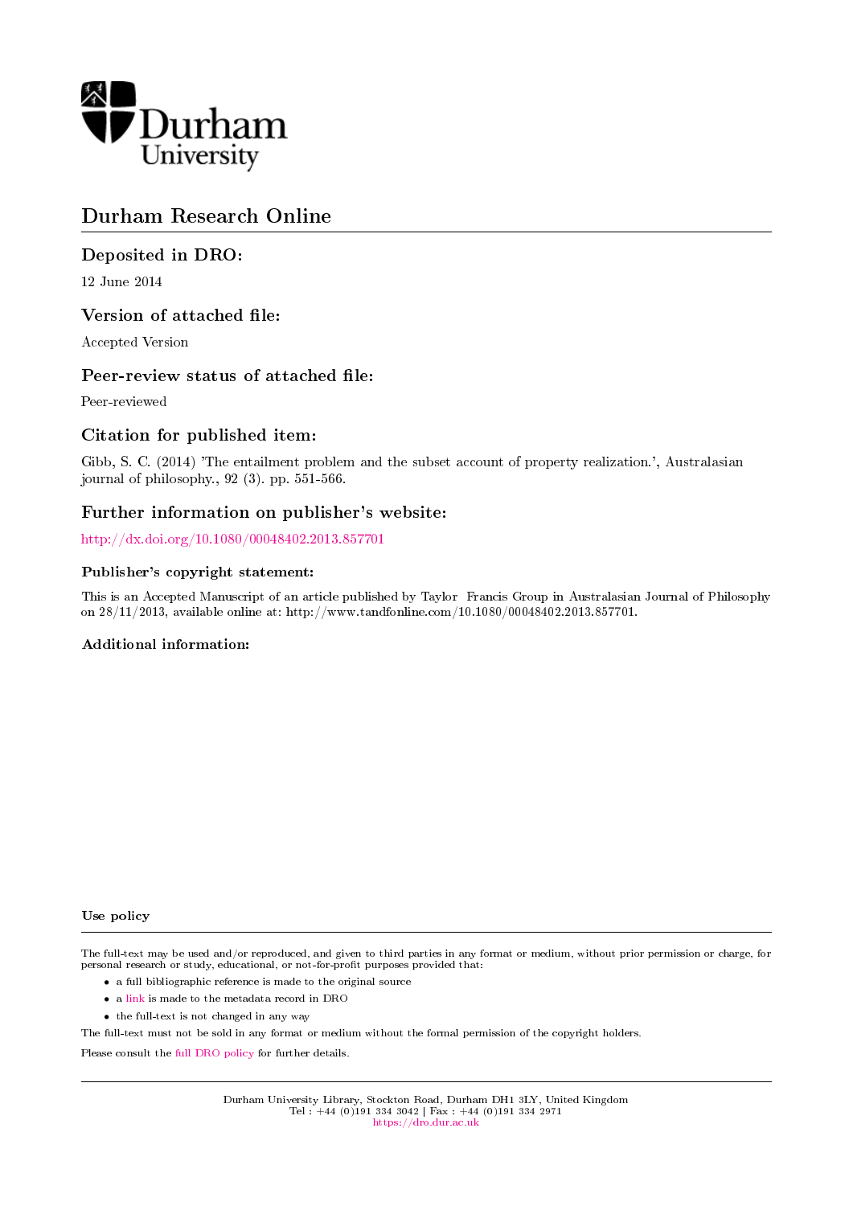Durham University

# Durham Research Online

## Deposited in DRO:

12 June 2014

## Version of attached file:

Accepted Version

## Peer-review status of attached file:

Peer-reviewed

## Citation for published item:

Gibb, S. C. (2014) 'The entailment problem and the subset account of property realization.', Australasian journal of philosophy., 92 (3). pp. 551-566.

## Further information on publisher's website:

http://dx.doi.org/10.1080/00048402.2013.857701

### Publisher's copyright statement:

This is an Accepted Manuscript of an article published by Taylor Francis Group in Australasian Journal of Philosophy on 28/11/2013, available online at: http://www.tandfonline.com/10.1080/00048402.2013.857701.

### Additional information:

### Use policy

The full-text may be used and/or reproduced, and given to third parties in any format or medium, without prior permission or charge, for personal research or study, educational, or not-for-profit purposes provided that:

- a full bibliographic reference is made to the original source
- a link is made to the metadata record in DRO
- the full-text is not changed in any way

The full-text must not be sold in any format or medium without the formal permission of the copyright holders.

Please consult the full DRO policy for further details.

Durham University Library, Stockton Road, Durham DH1 3LY, United Kingdom
Tel : +44 (0)191 334 3042 | Fax : +44 (0)191 334 2971
https://dro.dur.ac.uk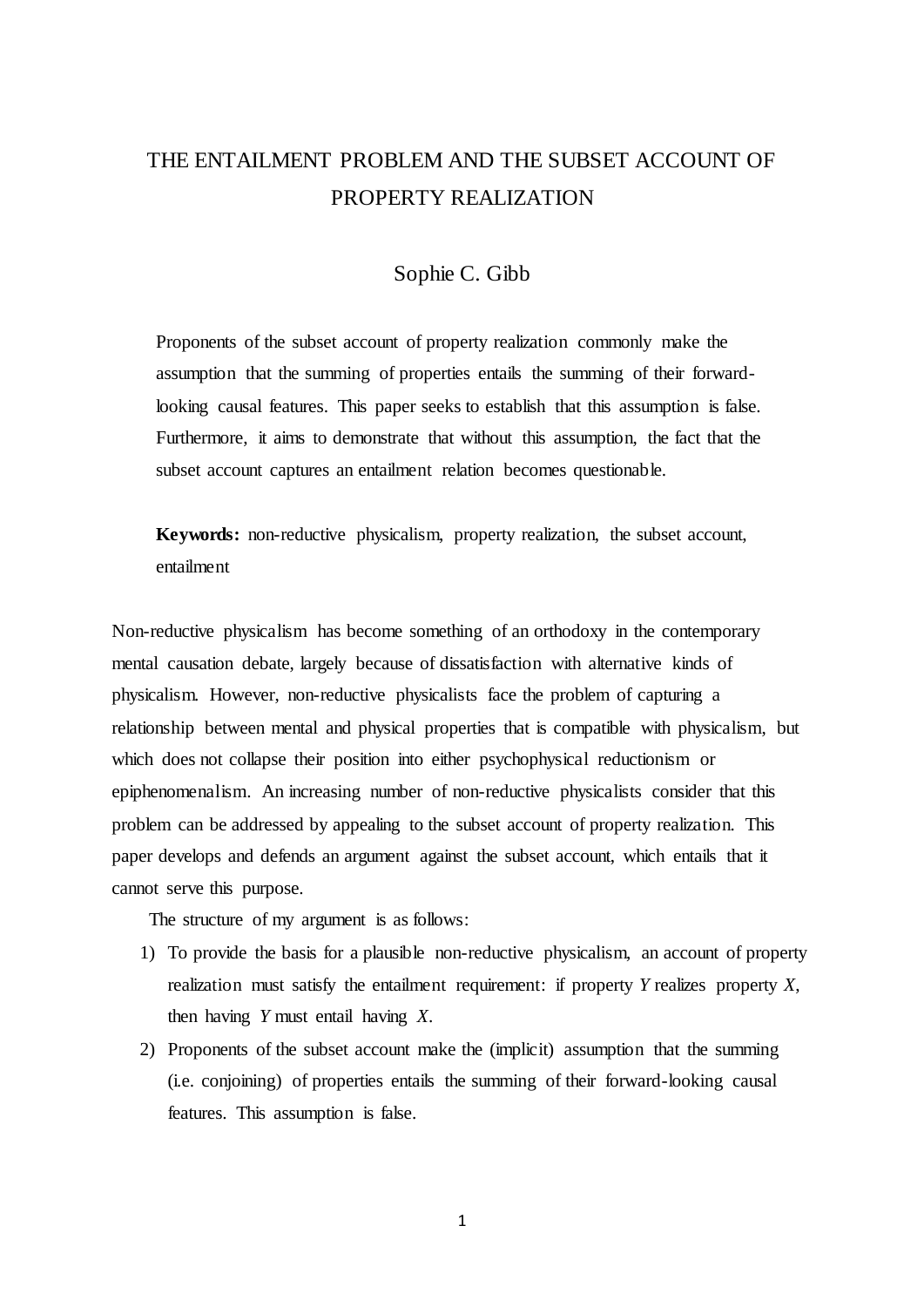# THE ENTAILMENT PROBLEM AND THE SUBSET ACCOUNT OF PROPERTY REALIZATION

Sophie C. Gibb

> Proponents of the subset account of property realization commonly make the assumption that the summing of properties entails the summing of their forward-looking causal features. This paper seeks to establish that this assumption is false. Furthermore, it aims to demonstrate that without this assumption, the fact that the subset account captures an entailment relation becomes questionable.
>
> **Keywords:** non-reductive physicalism, property realization, the subset account, entailment

Non-reductive physicalism has become something of an orthodoxy in the contemporary mental causation debate, largely because of dissatisfaction with alternative kinds of physicalism. However, non-reductive physicalists face the problem of capturing a relationship between mental and physical properties that is compatible with physicalism, but which does not collapse their position into either psychophysical reductionism or epiphenomenalism. An increasing number of non-reductive physicalists consider that this problem can be addressed by appealing to the subset account of property realization. This paper develops and defends an argument against the subset account, which entails that it cannot serve this purpose.

The structure of my argument is as follows:

1) To provide the basis for a plausible non-reductive physicalism, an account of property realization must satisfy the entailment requirement: if property *Y* realizes property *X*, then having *Y* must entail having *X*.
2) Proponents of the subset account make the (implicit) assumption that the summing (i.e. conjoining) of properties entails the summing of their forward-looking causal features. This assumption is false.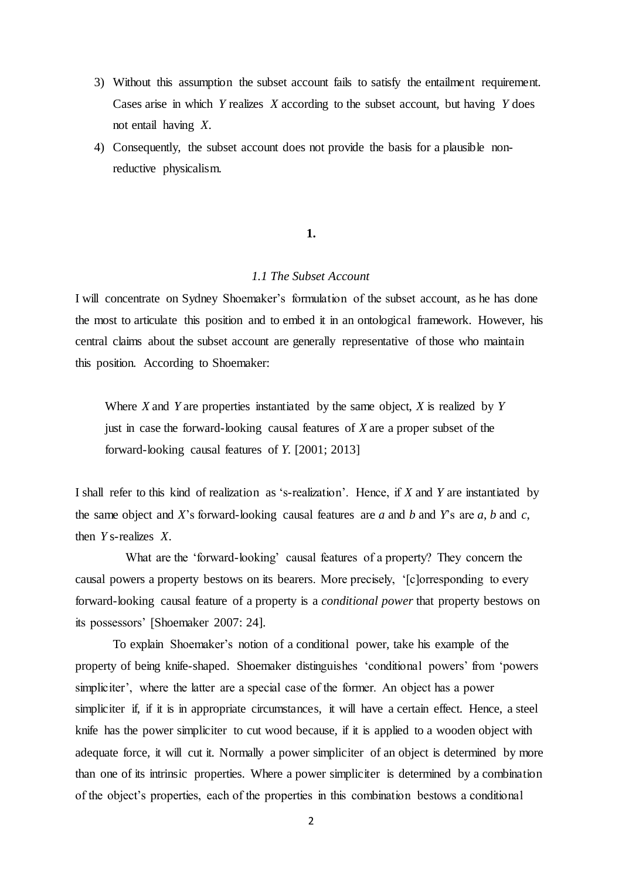3) Without this assumption the subset account fails to satisfy the entailment requirement. Cases arise in which *Y* realizes *X* according to the subset account, but having *Y* does not entail having *X*.
4) Consequently, the subset account does not provide the basis for a plausible non-reductive physicalism.

## 1.

### *1.1 The Subset Account*

I will concentrate on Sydney Shoemaker's formulation of the subset account, as he has done the most to articulate this position and to embed it in an ontological framework. However, his central claims about the subset account are generally representative of those who maintain this position. According to Shoemaker:

> Where *X* and *Y* are properties instantiated by the same object, *X* is realized by *Y* just in case the forward-looking causal features of *X* are a proper subset of the forward-looking causal features of *Y*. [2001; 2013]

I shall refer to this kind of realization as 's-realization'. Hence, if *X* and *Y* are instantiated by the same object and *X*'s forward-looking causal features are *a* and *b* and *Y*'s are *a*, *b* and *c*, then *Y* s-realizes *X*.

What are the 'forward-looking' causal features of a property? They concern the causal powers a property bestows on its bearers. More precisely, '[c]orresponding to every forward-looking causal feature of a property is a *conditional power* that property bestows on its possessors' [Shoemaker 2007: 24].

To explain Shoemaker's notion of a conditional power, take his example of the property of being knife-shaped. Shoemaker distinguishes 'conditional powers' from 'powers simpliciter', where the latter are a special case of the former. An object has a power simpliciter if, if it is in appropriate circumstances, it will have a certain effect. Hence, a steel knife has the power simpliciter to cut wood because, if it is applied to a wooden object with adequate force, it will cut it. Normally a power simpliciter of an object is determined by more than one of its intrinsic properties. Where a power simpliciter is determined by a combination of the object's properties, each of the properties in this combination bestows a conditional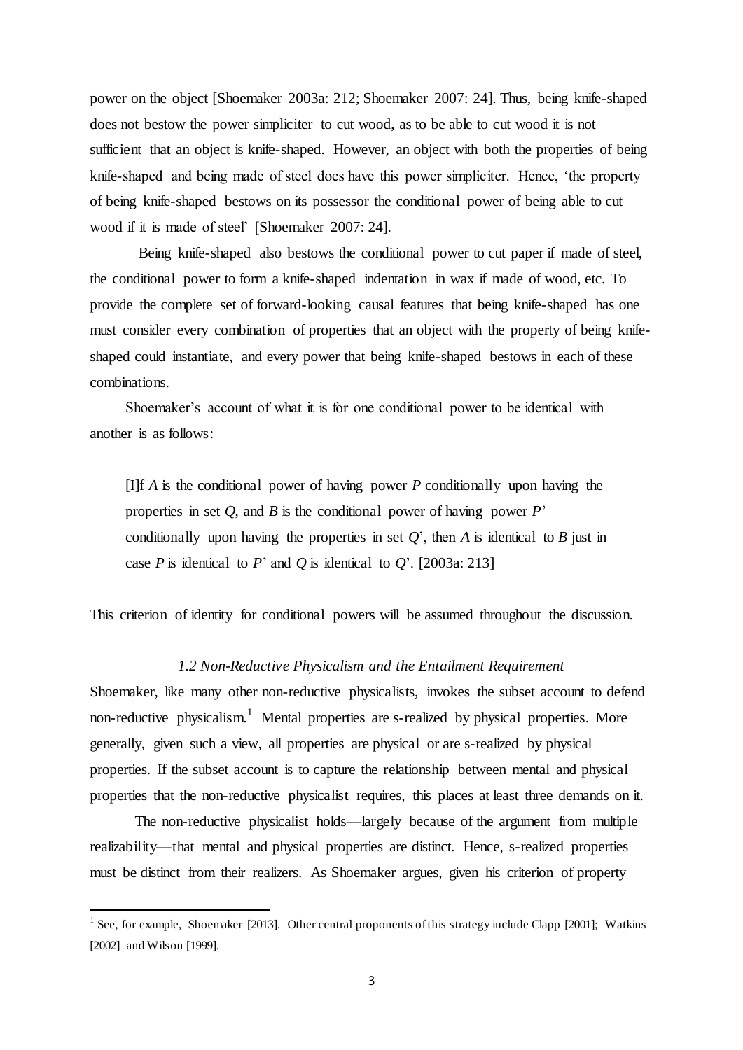power on the object [Shoemaker 2003a: 212; Shoemaker 2007: 24]. Thus, being knife-shaped does not bestow the power simpliciter to cut wood, as to be able to cut wood it is not sufficient that an object is knife-shaped. However, an object with both the properties of being knife-shaped and being made of steel does have this power simpliciter. Hence, 'the property of being knife-shaped bestows on its possessor the conditional power of being able to cut wood if it is made of steel' [Shoemaker 2007: 24].

Being knife-shaped also bestows the conditional power to cut paper if made of steel, the conditional power to form a knife-shaped indentation in wax if made of wood, etc. To provide the complete set of forward-looking causal features that being knife-shaped has one must consider every combination of properties that an object with the property of being knife-shaped could instantiate, and every power that being knife-shaped bestows in each of these combinations.

Shoemaker's account of what it is for one conditional power to be identical with another is as follows:

> [I]f *A* is the conditional power of having power *P* conditionally upon having the properties in set *Q*, and *B* is the conditional power of having power *P*' conditionally upon having the properties in set *Q*', then *A* is identical to *B* just in case *P* is identical to *P*' and *Q* is identical to *Q*'. [2003a: 213]

This criterion of identity for conditional powers will be assumed throughout the discussion.

### *1.2 Non-Reductive Physicalism and the Entailment Requirement*

Shoemaker, like many other non-reductive physicalists, invokes the subset account to defend non-reductive physicalism.[1] Mental properties are s-realized by physical properties. More generally, given such a view, all properties are physical or are s-realized by physical properties. If the subset account is to capture the relationship between mental and physical properties that the non-reductive physicalist requires, this places at least three demands on it.

The non-reductive physicalist holds—largely because of the argument from multiple realizability—that mental and physical properties are distinct. Hence, s-realized properties must be distinct from their realizers. As Shoemaker argues, given his criterion of property

[1] See, for example, Shoemaker [2013]. Other central proponents of this strategy include Clapp [2001]; Watkins [2002] and Wilson [1999].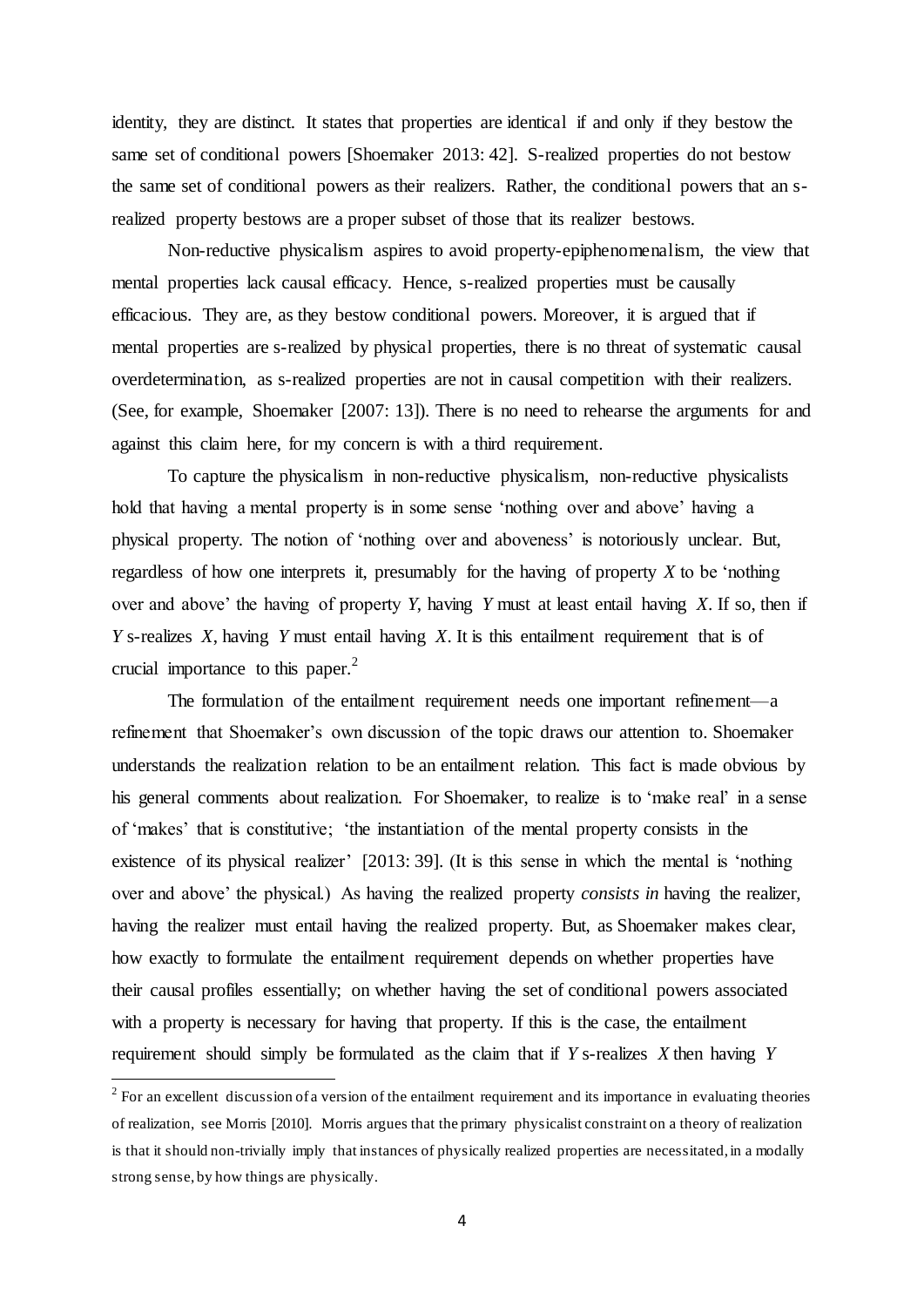identity, they are distinct. It states that properties are identical if and only if they bestow the same set of conditional powers [Shoemaker 2013: 42]. S-realized properties do not bestow the same set of conditional powers as their realizers. Rather, the conditional powers that an s-realized property bestows are a proper subset of those that its realizer bestows.

Non-reductive physicalism aspires to avoid property-epiphenomenalism, the view that mental properties lack causal efficacy. Hence, s-realized properties must be causally efficacious. They are, as they bestow conditional powers. Moreover, it is argued that if mental properties are s-realized by physical properties, there is no threat of systematic causal overdetermination, as s-realized properties are not in causal competition with their realizers. (See, for example, Shoemaker [2007: 13]). There is no need to rehearse the arguments for and against this claim here, for my concern is with a third requirement.

To capture the physicalism in non-reductive physicalism, non-reductive physicalists hold that having a mental property is in some sense 'nothing over and above' having a physical property. The notion of 'nothing over and aboveness' is notoriously unclear. But, regardless of how one interprets it, presumably for the having of property *X* to be 'nothing over and above' the having of property *Y*, having *Y* must at least entail having *X*. If so, then if *Y* s-realizes *X*, having *Y* must entail having *X*. It is this entailment requirement that is of crucial importance to this paper.[2]

The formulation of the entailment requirement needs one important refinement—a refinement that Shoemaker's own discussion of the topic draws our attention to. Shoemaker understands the realization relation to be an entailment relation. This fact is made obvious by his general comments about realization. For Shoemaker, to realize is to 'make real' in a sense of 'makes' that is constitutive; 'the instantiation of the mental property consists in the existence of its physical realizer' [2013: 39]. (It is this sense in which the mental is 'nothing over and above' the physical.) As having the realized property *consists in* having the realizer, having the realizer must entail having the realized property. But, as Shoemaker makes clear, how exactly to formulate the entailment requirement depends on whether properties have their causal profiles essentially; on whether having the set of conditional powers associated with a property is necessary for having that property. If this is the case, the entailment requirement should simply be formulated as the claim that if *Y* s-realizes *X* then having *Y*

[2] For an excellent discussion of a version of the entailment requirement and its importance in evaluating theories of realization, see Morris [2010]. Morris argues that the primary physicalist constraint on a theory of realization is that it should non-trivially imply that instances of physically realized properties are necessitated, in a modally strong sense, by how things are physically.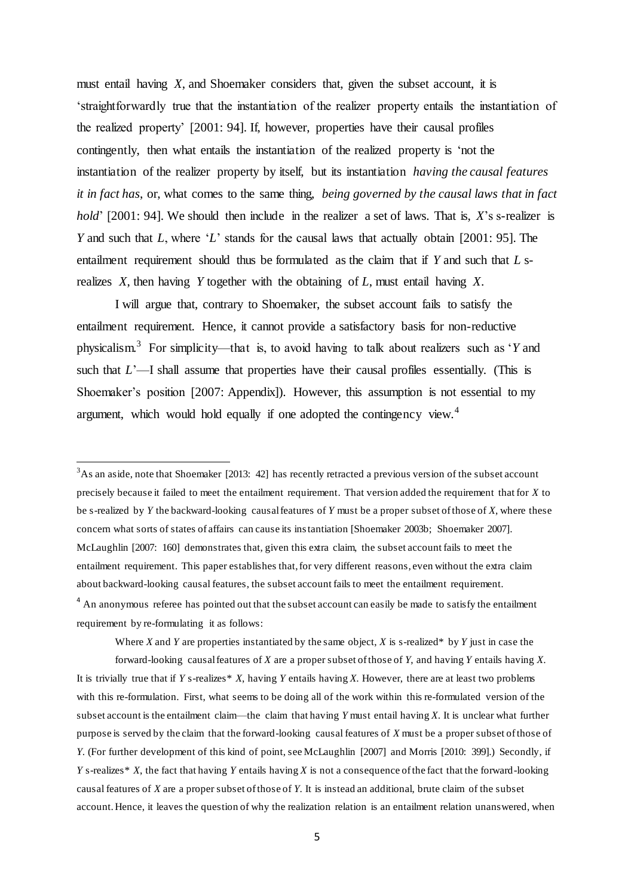must entail having *X*, and Shoemaker considers that, given the subset account, it is 'straightforwardly true that the instantiation of the realizer property entails the instantiation of the realized property' [2001: 94]. If, however, properties have their causal profiles contingently, then what entails the instantiation of the realized property is 'not the instantiation of the realizer property by itself, but its instantiation *having the causal features it in fact has*, or, what comes to the same thing, *being governed by the causal laws that in fact hold*' [2001: 94]. We should then include in the realizer a set of laws. That is, *X*'s s-realizer is *Y* and such that *L*, where '*L*' stands for the causal laws that actually obtain [2001: 95]. The entailment requirement should thus be formulated as the claim that if *Y* and such that *L* s-realizes *X*, then having *Y* together with the obtaining of *L*, must entail having *X*.

I will argue that, contrary to Shoemaker, the subset account fails to satisfy the entailment requirement. Hence, it cannot provide a satisfactory basis for non-reductive physicalism.[3] For simplicity—that is, to avoid having to talk about realizers such as '*Y* and such that *L*'—I shall assume that properties have their causal profiles essentially. (This is Shoemaker's position [2007: Appendix]). However, this assumption is not essential to my argument, which would hold equally if one adopted the contingency view.[4]

---

[3] As an aside, note that Shoemaker [2013: 42] has recently retracted a previous version of the subset account precisely because it failed to meet the entailment requirement. That version added the requirement that for *X* to be s-realized by *Y* the backward-looking causal features of *Y* must be a proper subset of those of *X*, where these concern what sorts of states of affairs can cause its instantiation [Shoemaker 2003b; Shoemaker 2007]. McLaughlin [2007: 160] demonstrates that, given this extra claim, the subset account fails to meet the entailment requirement. This paper establishes that, for very different reasons, even without the extra claim about backward-looking causal features, the subset account fails to meet the entailment requirement.

[4] An anonymous referee has pointed out that the subset account can easily be made to satisfy the entailment requirement by re-formulating it as follows:

> Where *X* and *Y* are properties instantiated by the same object, *X* is s-realized* by *Y* just in case the forward-looking causal features of *X* are a proper subset of those of *Y*, and having *Y* entails having *X*.

It is trivially true that if *Y* s-realizes* *X*, having *Y* entails having *X*. However, there are at least two problems with this re-formulation. First, what seems to be doing all of the work within this re-formulated version of the subset account is the entailment claim—the claim that having *Y* must entail having *X*. It is unclear what further purpose is served by the claim that the forward-looking causal features of *X* must be a proper subset of those of *Y*. (For further development of this kind of point, see McLaughlin [2007] and Morris [2010: 399].) Secondly, if *Y* s-realizes* *X*, the fact that having *Y* entails having *X* is not a consequence of the fact that the forward-looking causal features of *X* are a proper subset of those of *Y*. It is instead an additional, brute claim of the subset account. Hence, it leaves the question of why the realization relation is an entailment relation unanswered, when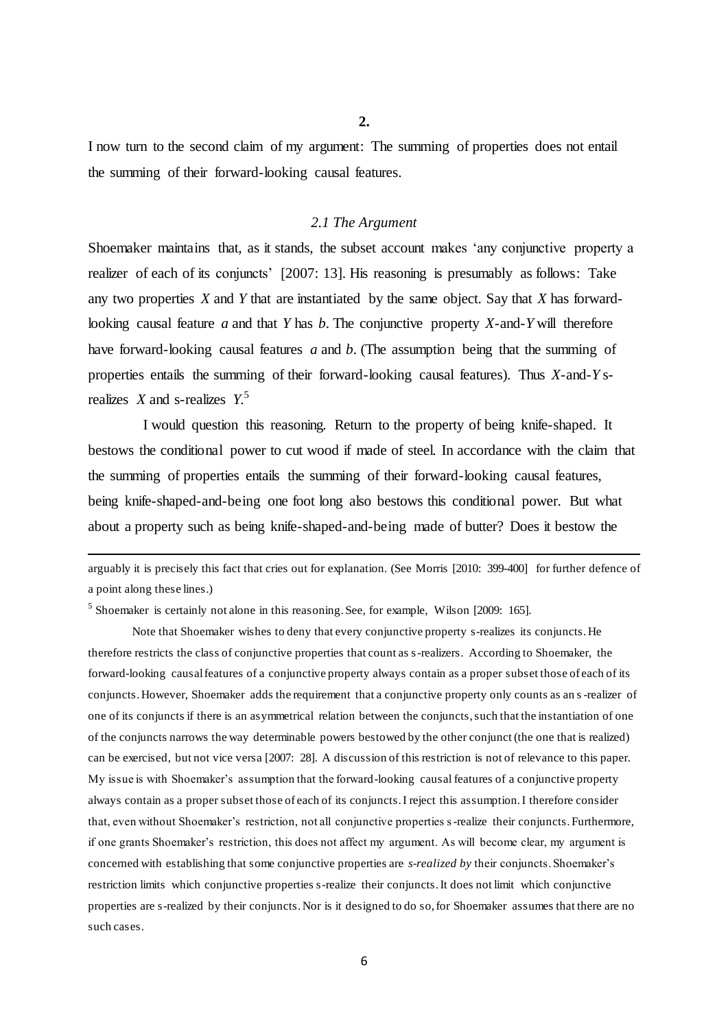## 2.

I now turn to the second claim of my argument: The summing of properties does not entail the summing of their forward-looking causal features.

### *2.1 The Argument*

Shoemaker maintains that, as it stands, the subset account makes 'any conjunctive property a realizer of each of its conjuncts' [2007: 13]. His reasoning is presumably as follows: Take any two properties $X$ and $Y$ that are instantiated by the same object. Say that $X$ has forward-looking causal feature $a$ and that $Y$ has $b$. The conjunctive property $X$-and-$Y$ will therefore have forward-looking causal features $a$ and $b$. (The assumption being that the summing of properties entails the summing of their forward-looking causal features). Thus $X$-and-$Y$ s-realizes $X$ and s-realizes $Y$.[5]

I would question this reasoning. Return to the property of being knife-shaped. It bestows the conditional power to cut wood if made of steel. In accordance with the claim that the summing of properties entails the summing of their forward-looking causal features, being knife-shaped-and-being one foot long also bestows this conditional power. But what about a property such as being knife-shaped-and-being made of butter? Does it bestow the

---

arguably it is precisely this fact that cries out for explanation. (See Morris [2010: 399-400] for further defence of a point along these lines.)

[5] Shoemaker is certainly not alone in this reasoning. See, for example, Wilson [2009: 165].

Note that Shoemaker wishes to deny that every conjunctive property s-realizes its conjuncts. He therefore restricts the class of conjunctive properties that count as s-realizers. According to Shoemaker, the forward-looking causal features of a conjunctive property always contain as a proper subset those of each of its conjuncts. However, Shoemaker adds the requirement that a conjunctive property only counts as an s-realizer of one of its conjuncts if there is an asymmetrical relation between the conjuncts, such that the instantiation of one of the conjuncts narrows the way determinable powers bestowed by the other conjunct (the one that is realized) can be exercised, but not vice versa [2007: 28]. A discussion of this restriction is not of relevance to this paper. My issue is with Shoemaker's assumption that the forward-looking causal features of a conjunctive property always contain as a proper subset those of each of its conjuncts. I reject this assumption. I therefore consider that, even without Shoemaker's restriction, not all conjunctive properties s-realize their conjuncts. Furthermore, if one grants Shoemaker's restriction, this does not affect my argument. As will become clear, my argument is concerned with establishing that some conjunctive properties are *s-realized by* their conjuncts. Shoemaker's restriction limits which conjunctive properties s-realize their conjuncts. It does not limit which conjunctive properties are s-realized by their conjuncts. Nor is it designed to do so, for Shoemaker assumes that there are no such cases.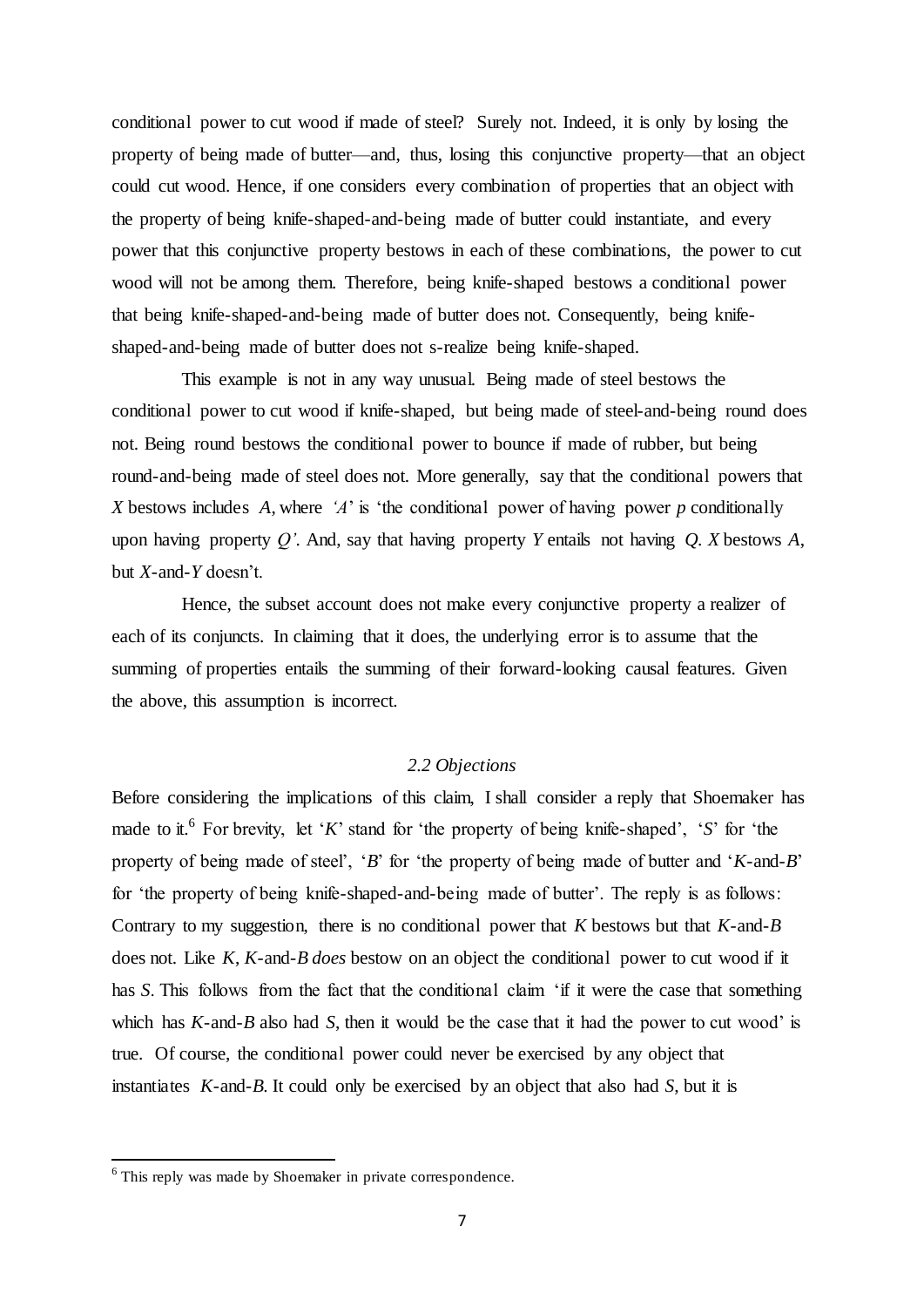conditional power to cut wood if made of steel? Surely not. Indeed, it is only by losing the property of being made of butter—and, thus, losing this conjunctive property—that an object could cut wood. Hence, if one considers every combination of properties that an object with the property of being knife-shaped-and-being made of butter could instantiate, and every power that this conjunctive property bestows in each of these combinations, the power to cut wood will not be among them. Therefore, being knife-shaped bestows a conditional power that being knife-shaped-and-being made of butter does not. Consequently, being knife-shaped-and-being made of butter does not s-realize being knife-shaped.

This example is not in any way unusual. Being made of steel bestows the conditional power to cut wood if knife-shaped, but being made of steel-and-being round does not. Being round bestows the conditional power to bounce if made of rubber, but being round-and-being made of steel does not. More generally, say that the conditional powers that *X* bestows includes *A*, where *'A'* is 'the conditional power of having power *p* conditionally upon having property *Q'*. And, say that having property *Y* entails not having *Q*. *X* bestows *A*, but *X*-and-*Y* doesn't.

Hence, the subset account does not make every conjunctive property a realizer of each of its conjuncts. In claiming that it does, the underlying error is to assume that the summing of properties entails the summing of their forward-looking causal features. Given the above, this assumption is incorrect.

### *2.2 Objections*

Before considering the implications of this claim, I shall consider a reply that Shoemaker has made to it.[6] For brevity, let '*K*' stand for 'the property of being knife-shaped', '*S*' for 'the property of being made of steel', '*B*' for 'the property of being made of butter and '*K*-and-*B*' for 'the property of being knife-shaped-and-being made of butter'. The reply is as follows: Contrary to my suggestion, there is no conditional power that *K* bestows but that *K*-and-*B* does not. Like *K*, *K*-and-*B* ***does*** bestow on an object the conditional power to cut wood if it has *S*. This follows from the fact that the conditional claim 'if it were the case that something which has *K*-and-*B* also had *S*, then it would be the case that it had the power to cut wood' is true. Of course, the conditional power could never be exercised by any object that instantiates *K*-and-*B*. It could only be exercised by an object that also had *S*, but it is

---

[6] This reply was made by Shoemaker in private correspondence.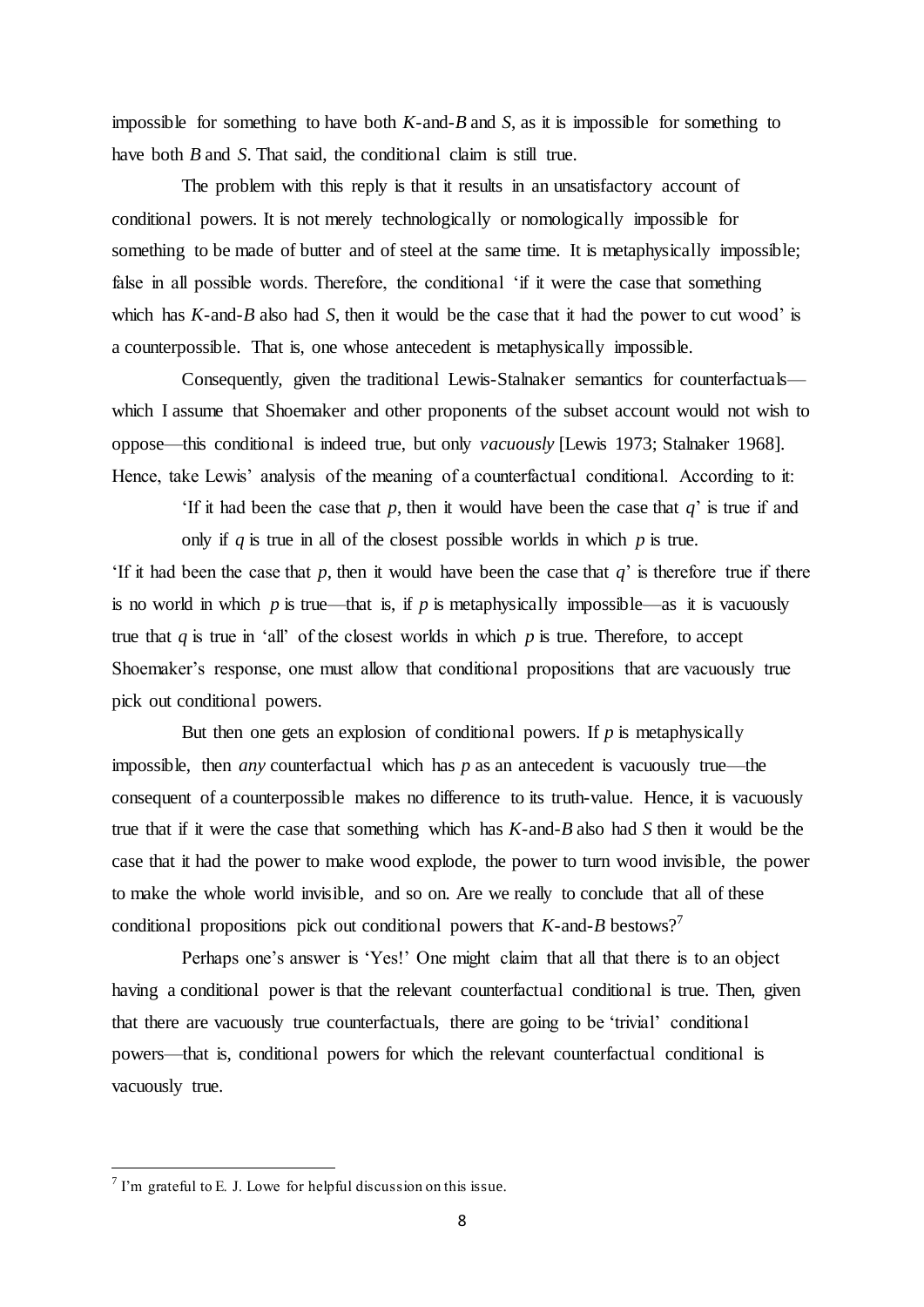impossible for something to have both *K*-and-*B* and *S*, as it is impossible for something to have both *B* and *S*. That said, the conditional claim is still true.

The problem with this reply is that it results in an unsatisfactory account of conditional powers. It is not merely technologically or nomologically impossible for something to be made of butter and of steel at the same time. It is metaphysically impossible; false in all possible words. Therefore, the conditional 'if it were the case that something which has *K*-and-*B* also had *S*, then it would be the case that it had the power to cut wood' is a counterpossible. That is, one whose antecedent is metaphysically impossible.

Consequently, given the traditional Lewis-Stalnaker semantics for counterfactuals—which I assume that Shoemaker and other proponents of the subset account would not wish to oppose—this conditional is indeed true, but only *vacuously* [Lewis 1973; Stalnaker 1968]. Hence, take Lewis' analysis of the meaning of a counterfactual conditional. According to it:

> 'If it had been the case that *p*, then it would have been the case that *q*' is true if and only if *q* is true in all of the closest possible worlds in which *p* is true.

'If it had been the case that *p*, then it would have been the case that *q*' is therefore true if there is no world in which *p* is true—that is, if *p* is metaphysically impossible—as it is vacuously true that *q* is true in 'all' of the closest worlds in which *p* is true. Therefore, to accept Shoemaker's response, one must allow that conditional propositions that are vacuously true pick out conditional powers.

But then one gets an explosion of conditional powers. If *p* is metaphysically impossible, then *any* counterfactual which has *p* as an antecedent is vacuously true—the consequent of a counterpossible makes no difference to its truth-value. Hence, it is vacuously true that if it were the case that something which has *K*-and-*B* also had *S* then it would be the case that it had the power to make wood explode, the power to turn wood invisible, the power to make the whole world invisible, and so on. Are we really to conclude that all of these conditional propositions pick out conditional powers that *K*-and-*B* bestows?[7]

Perhaps one's answer is 'Yes!' One might claim that all that there is to an object having a conditional power is that the relevant counterfactual conditional is true. Then, given that there are vacuously true counterfactuals, there are going to be 'trivial' conditional powers—that is, conditional powers for which the relevant counterfactual conditional is vacuously true.

---

[7] I'm grateful to E. J. Lowe for helpful discussion on this issue.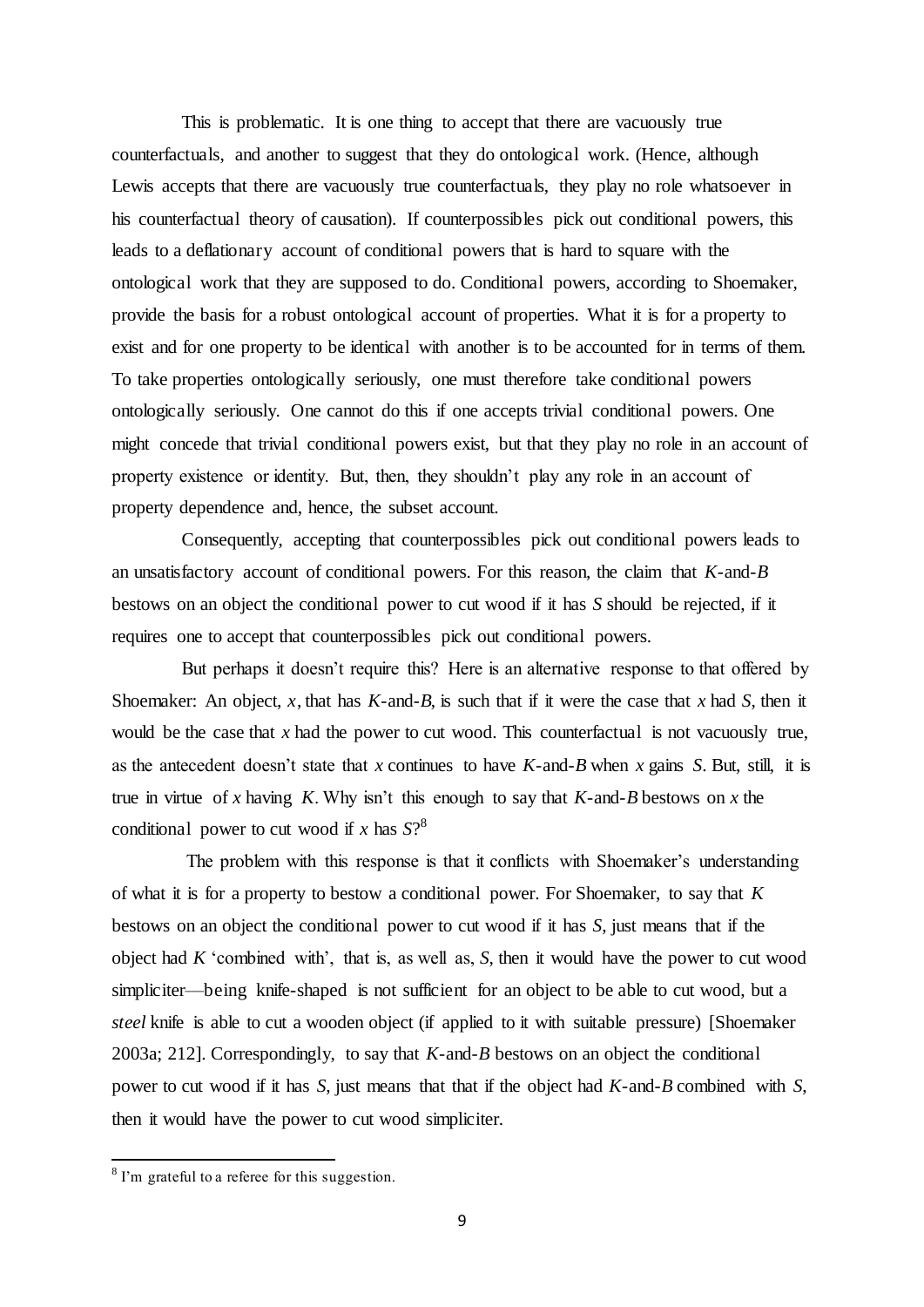This is problematic. It is one thing to accept that there are vacuously true counterfactuals, and another to suggest that they do ontological work. (Hence, although Lewis accepts that there are vacuously true counterfactuals, they play no role whatsoever in his counterfactual theory of causation). If counterpossibles pick out conditional powers, this leads to a deflationary account of conditional powers that is hard to square with the ontological work that they are supposed to do. Conditional powers, according to Shoemaker, provide the basis for a robust ontological account of properties. What it is for a property to exist and for one property to be identical with another is to be accounted for in terms of them. To take properties ontologically seriously, one must therefore take conditional powers ontologically seriously. One cannot do this if one accepts trivial conditional powers. One might concede that trivial conditional powers exist, but that they play no role in an account of property existence or identity. But, then, they shouldn't play any role in an account of property dependence and, hence, the subset account.

Consequently, accepting that counterpossibles pick out conditional powers leads to an unsatisfactory account of conditional powers. For this reason, the claim that *K*-and-*B* bestows on an object the conditional power to cut wood if it has *S* should be rejected, if it requires one to accept that counterpossibles pick out conditional powers.

But perhaps it doesn't require this? Here is an alternative response to that offered by Shoemaker: An object, *x*, that has *K*-and-*B*, is such that if it were the case that *x* had *S*, then it would be the case that *x* had the power to cut wood. This counterfactual is not vacuously true, as the antecedent doesn't state that *x* continues to have *K*-and-*B* when *x* gains *S*. But, still, it is true in virtue of *x* having *K*. Why isn't this enough to say that *K*-and-*B* bestows on *x* the conditional power to cut wood if *x* has *S*?[8]

The problem with this response is that it conflicts with Shoemaker's understanding of what it is for a property to bestow a conditional power. For Shoemaker, to say that *K* bestows on an object the conditional power to cut wood if it has *S*, just means that if the object had *K* 'combined with', that is, as well as, *S*, then it would have the power to cut wood simpliciter—being knife-shaped is not sufficient for an object to be able to cut wood, but a *steel* knife is able to cut a wooden object (if applied to it with suitable pressure) [Shoemaker 2003a; 212]. Correspondingly, to say that *K*-and-*B* bestows on an object the conditional power to cut wood if it has *S*, just means that that if the object had *K*-and-*B* combined with *S*, then it would have the power to cut wood simpliciter.

[8] I'm grateful to a referee for this suggestion.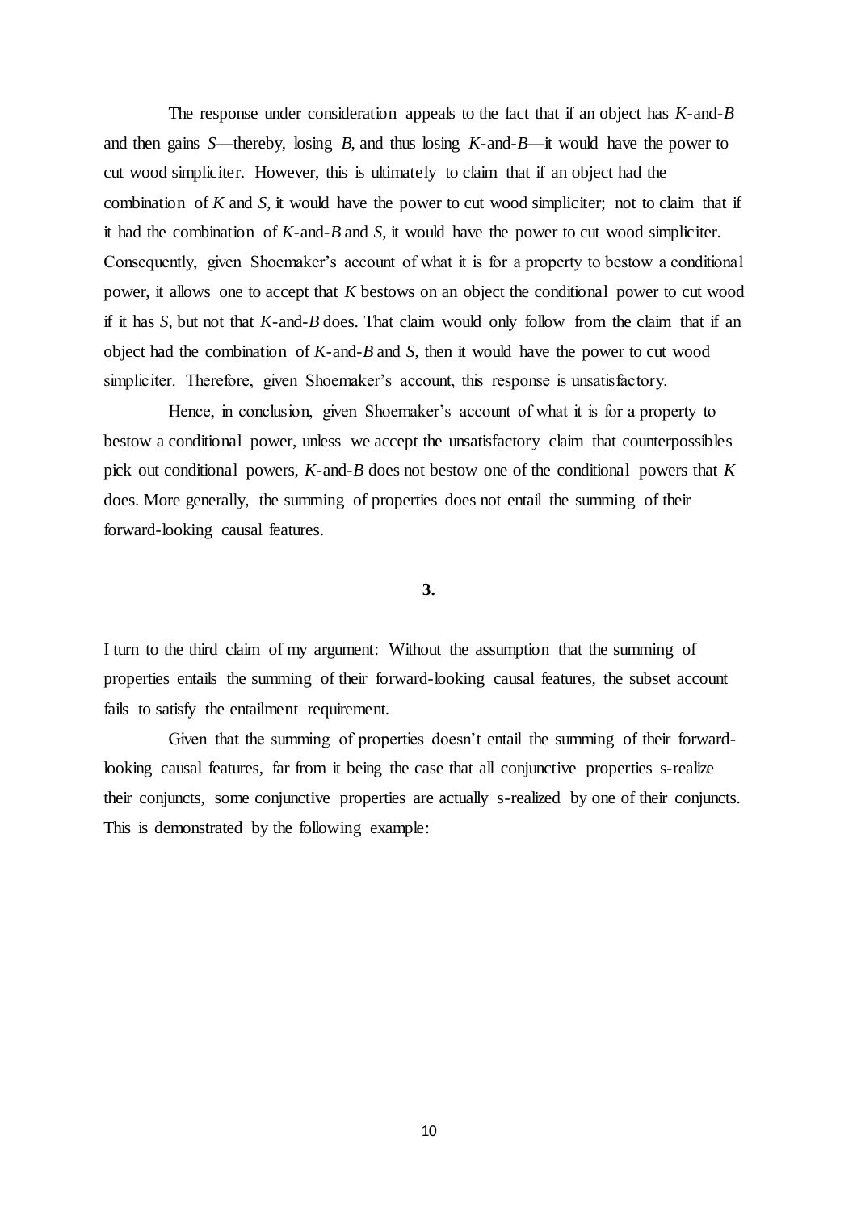The response under consideration appeals to the fact that if an object has *K*-and-*B* and then gains *S*—thereby, losing *B*, and thus losing *K*-and-*B*—it would have the power to cut wood simpliciter. However, this is ultimately to claim that if an object had the combination of *K* and *S*, it would have the power to cut wood simpliciter; not to claim that if it had the combination of *K*-and-*B* and *S*, it would have the power to cut wood simpliciter. Consequently, given Shoemaker's account of what it is for a property to bestow a conditional power, it allows one to accept that *K* bestows on an object the conditional power to cut wood if it has *S*, but not that *K*-and-*B* does. That claim would only follow from the claim that if an object had the combination of *K*-and-*B* and *S*, then it would have the power to cut wood simpliciter. Therefore, given Shoemaker's account, this response is unsatisfactory.

Hence, in conclusion, given Shoemaker's account of what it is for a property to bestow a conditional power, unless we accept the unsatisfactory claim that counterpossibles pick out conditional powers, *K*-and-*B* does not bestow one of the conditional powers that *K* does. More generally, the summing of properties does not entail the summing of their forward-looking causal features.

## 3.

I turn to the third claim of my argument: Without the assumption that the summing of properties entails the summing of their forward-looking causal features, the subset account fails to satisfy the entailment requirement.

Given that the summing of properties doesn't entail the summing of their forward-looking causal features, far from it being the case that all conjunctive properties s-realize their conjuncts, some conjunctive properties are actually s-realized by one of their conjuncts. This is demonstrated by the following example: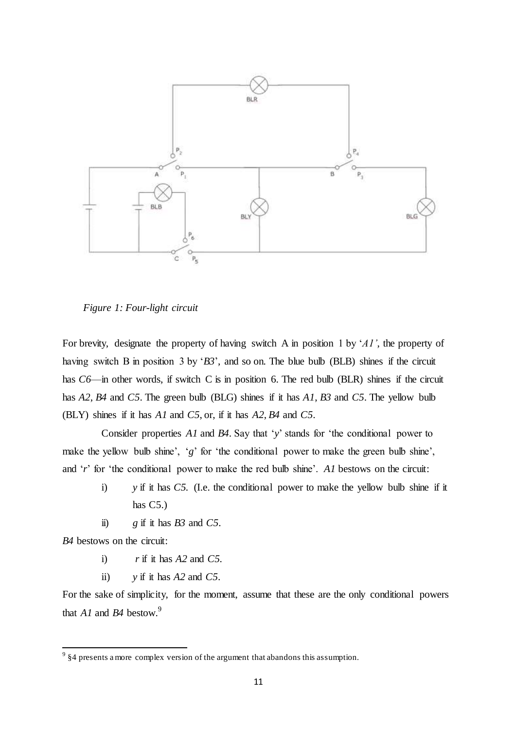*Figure 1: Four-light circuit*

For brevity, designate the property of having switch A in position 1 by '*A1'*, the property of having switch B in position 3 by '*B3*', and so on. The blue bulb (BLB) shines if the circuit has *C6*—in other words, if switch C is in position 6. The red bulb (BLR) shines if the circuit has *A2*, *B4* and *C5*. The green bulb (BLG) shines if it has *A1*, *B3* and *C5*. The yellow bulb (BLY) shines if it has *A1* and *C5*, or, if it has *A2*, *B4* and *C5*.

Consider properties *A1* and *B4*. Say that '*y*' stands for 'the conditional power to make the yellow bulb shine', '*g*' for 'the conditional power to make the green bulb shine', and '*r*' for 'the conditional power to make the red bulb shine'. *A1* bestows on the circuit:

i) *y* if it has *C5*. (I.e. the conditional power to make the yellow bulb shine if it has C5.)

ii) *g* if it has *B3* and *C5*.

*B4* bestows on the circuit:

i) *r* if it has *A2* and *C5*.

ii) *y* if it has *A2* and *C5*.

For the sake of simplicity, for the moment, assume that these are the only conditional powers that *A1* and *B4* bestow.[9]

[9] §4 presents a more complex version of the argument that abandons this assumption.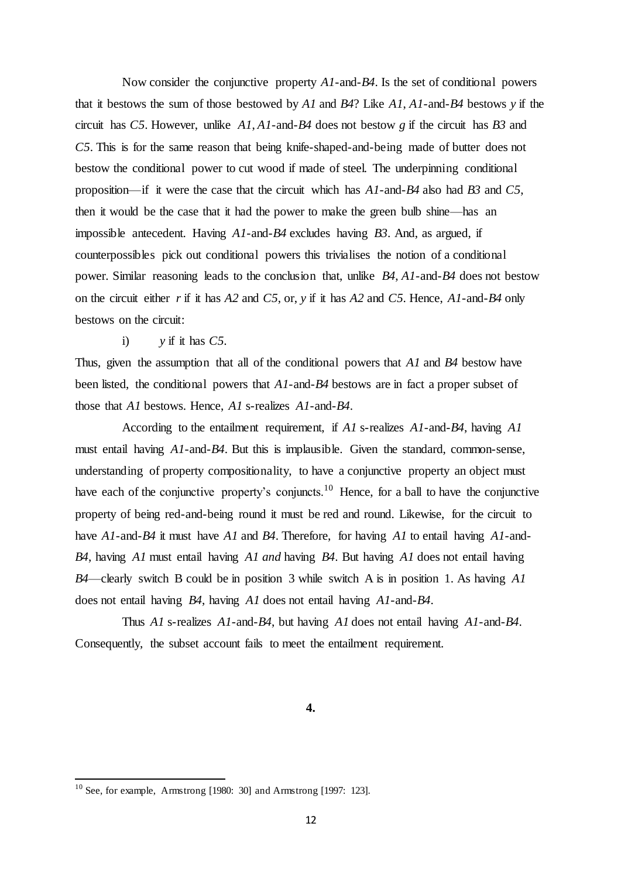Now consider the conjunctive property *A1*-and-*B4*. Is the set of conditional powers that it bestows the sum of those bestowed by *A1* and *B4*? Like *A1*, *A1*-and-*B4* bestows *y* if the circuit has *C5*. However, unlike *A1*, *A1*-and-*B4* does not bestow *g* if the circuit has *B3* and *C5*. This is for the same reason that being knife-shaped-and-being made of butter does not bestow the conditional power to cut wood if made of steel. The underpinning conditional proposition—if it were the case that the circuit which has *A1*-and-*B4* also had *B3* and *C5*, then it would be the case that it had the power to make the green bulb shine—has an impossible antecedent. Having *A1*-and-*B4* excludes having *B3*. And, as argued, if counterpossibles pick out conditional powers this trivialises the notion of a conditional power. Similar reasoning leads to the conclusion that, unlike *B4*, *A1*-and-*B4* does not bestow on the circuit either *r* if it has *A2* and *C5*, or, *y* if it has *A2* and *C5*. Hence, *A1*-and-*B4* only bestows on the circuit:

i) *y* if it has *C5*.

Thus, given the assumption that all of the conditional powers that *A1* and *B4* bestow have been listed, the conditional powers that *A1*-and-*B4* bestows are in fact a proper subset of those that *A1* bestows. Hence, *A1* s-realizes *A1*-and-*B4*.

According to the entailment requirement, if *A1* s-realizes *A1*-and-*B4*, having *A1* must entail having *A1*-and-*B4*. But this is implausible. Given the standard, common-sense, understanding of property compositionality, to have a conjunctive property an object must have each of the conjunctive property's conjuncts.[10] Hence, for a ball to have the conjunctive property of being red-and-being round it must be red and round. Likewise, for the circuit to have *A1*-and-*B4* it must have *A1* and *B4*. Therefore, for having *A1* to entail having *A1*-and-*B4*, having *A1* must entail having *A1 and* having *B4*. But having *A1* does not entail having *B4*—clearly switch B could be in position 3 while switch A is in position 1. As having *A1* does not entail having *B4*, having *A1* does not entail having *A1*-and-*B4*.

Thus *A1* s-realizes *A1*-and-*B4*, but having *A1* does not entail having *A1*-and-*B4*. Consequently, the subset account fails to meet the entailment requirement.

## 4.

---

[10] See, for example, Armstrong [1980: 30] and Armstrong [1997: 123].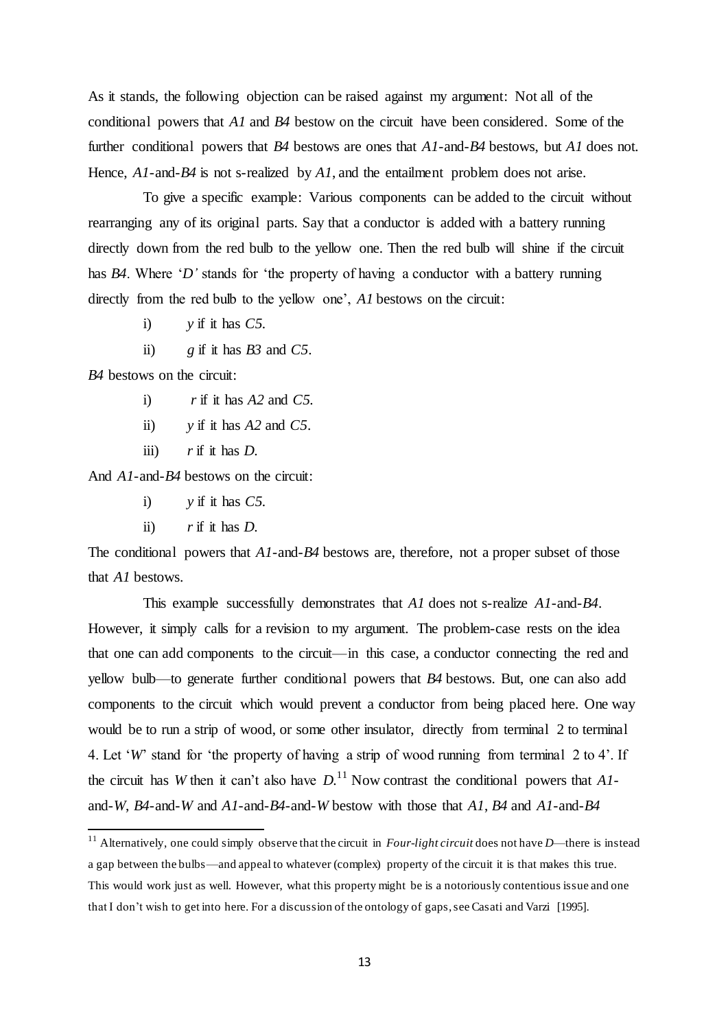As it stands, the following objection can be raised against my argument: Not all of the conditional powers that *A1* and *B4* bestow on the circuit have been considered. Some of the further conditional powers that *B4* bestows are ones that *A1*-and-*B4* bestows, but *A1* does not. Hence, *A1*-and-*B4* is not s-realized by *A1*, and the entailment problem does not arise.

To give a specific example: Various components can be added to the circuit without rearranging any of its original parts. Say that a conductor is added with a battery running directly down from the red bulb to the yellow one. Then the red bulb will shine if the circuit has *B4*. Where '*D'* stands for 'the property of having a conductor with a battery running directly from the red bulb to the yellow one', *A1* bestows on the circuit:

i) *y* if it has *C5*.

ii) *g* if it has *B3* and *C5*.

*B4* bestows on the circuit:

i) *r* if it has *A2* and *C5*.

ii) *y* if it has *A2* and *C5*.

iii) *r* if it has *D*.

And *A1*-and-*B4* bestows on the circuit:

i) *y* if it has *C5*.

ii) *r* if it has *D*.

The conditional powers that *A1*-and-*B4* bestows are, therefore, not a proper subset of those that *A1* bestows.

This example successfully demonstrates that *A1* does not s-realize *A1*-and-*B4*. However, it simply calls for a revision to my argument. The problem-case rests on the idea that one can add components to the circuit—in this case, a conductor connecting the red and yellow bulb—to generate further conditional powers that *B4* bestows. But, one can also add components to the circuit which would prevent a conductor from being placed here. One way would be to run a strip of wood, or some other insulator, directly from terminal 2 to terminal 4. Let '*W*' stand for 'the property of having a strip of wood running from terminal 2 to 4'. If the circuit has *W* then it can't also have *D*.[11] Now contrast the conditional powers that *A1*-and-*W*, *B4*-and-*W* and *A1*-and-*B4*-and-*W* bestow with those that *A1*, *B4* and *A1*-and-*B4*

[11] Alternatively, one could simply observe that the circuit in *Four-light circuit* does not have *D*—there is instead a gap between the bulbs—and appeal to whatever (complex) property of the circuit it is that makes this true. This would work just as well. However, what this property might be is a notoriously contentious issue and one that I don't wish to get into here. For a discussion of the ontology of gaps, see Casati and Varzi [1995].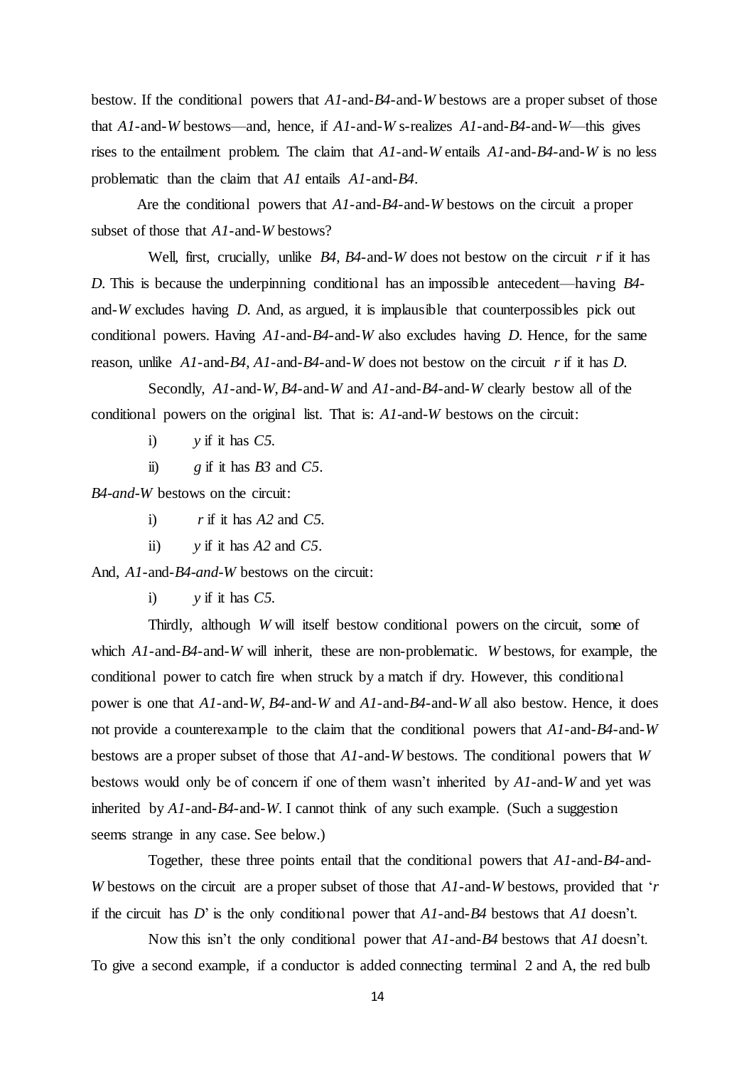bestow. If the conditional powers that *A1*-and-*B4*-and-*W* bestows are a proper subset of those that *A1*-and-*W* bestows—and, hence, if *A1*-and-*W* s-realizes *A1*-and-*B4*-and-*W*—this gives rises to the entailment problem. The claim that *A1*-and-*W* entails *A1*-and-*B4*-and-*W* is no less problematic than the claim that *A1* entails *A1*-and-*B4*.

Are the conditional powers that *A1*-and-*B4*-and-*W* bestows on the circuit a proper subset of those that *A1*-and-*W* bestows?

Well, first, crucially, unlike *B4*, *B4*-and-*W* does not bestow on the circuit *r* if it has *D*. This is because the underpinning conditional has an impossible antecedent—having *B4*-and-*W* excludes having *D*. And, as argued, it is implausible that counterpossibles pick out conditional powers. Having *A1*-and-*B4*-and-*W* also excludes having *D*. Hence, for the same reason, unlike *A1*-and-*B4*, *A1*-and-*B4*-and-*W* does not bestow on the circuit *r* if it has *D*.

Secondly, *A1*-and-*W*, *B4*-and-*W* and *A1*-and-*B4*-and-*W* clearly bestow all of the conditional powers on the original list. That is: *A1*-and-*W* bestows on the circuit:

i) *y* if it has *C5*.

ii) *g* if it has *B3* and *C5*.

*B4-and-W* bestows on the circuit:

i) *r* if it has *A2* and *C5*.

ii) *y* if it has *A2* and *C5*.

And, *A1*-and-*B4-and-W* bestows on the circuit:

i) *y* if it has *C5*.

Thirdly, although *W* will itself bestow conditional powers on the circuit, some of which *A1*-and-*B4*-and-*W* will inherit, these are non-problematic. *W* bestows, for example, the conditional power to catch fire when struck by a match if dry. However, this conditional power is one that *A1*-and-*W*, *B4*-and-*W* and *A1*-and-*B4*-and-*W* all also bestow. Hence, it does not provide a counterexample to the claim that the conditional powers that *A1*-and-*B4*-and-*W* bestows are a proper subset of those that *A1*-and-*W* bestows. The conditional powers that *W* bestows would only be of concern if one of them wasn't inherited by *A1*-and-*W* and yet was inherited by *A1*-and-*B4*-and-*W*. I cannot think of any such example. (Such a suggestion seems strange in any case. See below.)

Together, these three points entail that the conditional powers that *A1*-and-*B4*-and-*W* bestows on the circuit are a proper subset of those that *A1*-and-*W* bestows, provided that '*r* if the circuit has *D*' is the only conditional power that *A1*-and-*B4* bestows that *A1* doesn't.

Now this isn't the only conditional power that *A1*-and-*B4* bestows that *A1* doesn't. To give a second example, if a conductor is added connecting terminal 2 and A, the red bulb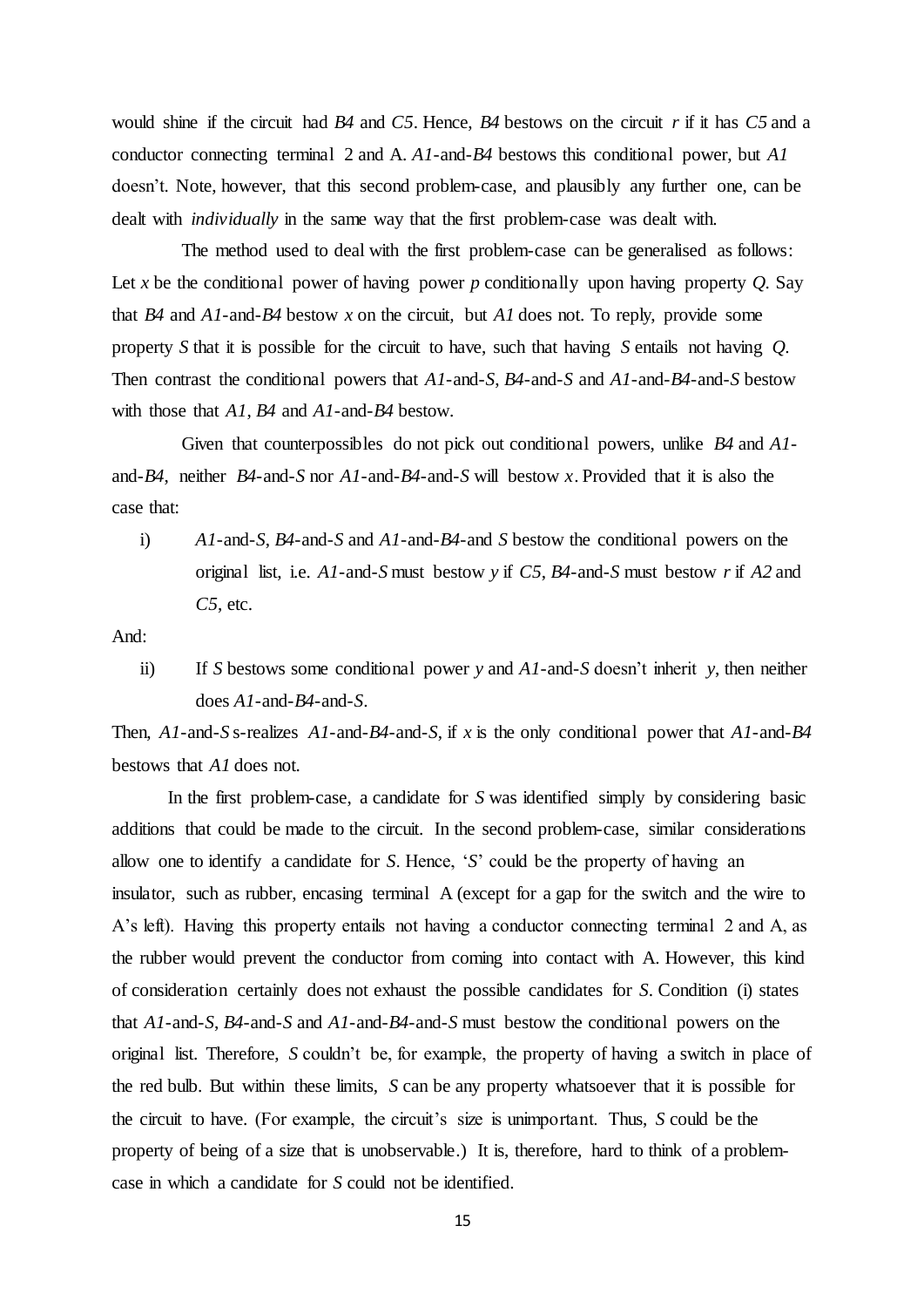would shine if the circuit had *B4* and *C5*. Hence, *B4* bestows on the circuit *r* if it has *C5* and a conductor connecting terminal 2 and A. *A1*-and-*B4* bestows this conditional power, but *A1* doesn't. Note, however, that this second problem-case, and plausibly any further one, can be dealt with *individually* in the same way that the first problem-case was dealt with.

The method used to deal with the first problem-case can be generalised as follows: Let *x* be the conditional power of having power *p* conditionally upon having property *Q*. Say that *B4* and *A1*-and-*B4* bestow *x* on the circuit, but *A1* does not. To reply, provide some property *S* that it is possible for the circuit to have, such that having *S* entails not having *Q*. Then contrast the conditional powers that *A1*-and-*S*, *B4*-and-*S* and *A1*-and-*B4*-and-*S* bestow with those that *A1*, *B4* and *A1*-and-*B4* bestow.

Given that counterpossibles do not pick out conditional powers, unlike *B4* and *A1*-and-*B4*, neither *B4*-and-*S* nor *A1*-and-*B4*-and-*S* will bestow *x*. Provided that it is also the case that:

i) *A1*-and-*S*, *B4*-and-*S* and *A1*-and-*B4*-and *S* bestow the conditional powers on the original list, i.e. *A1*-and-*S* must bestow *y* if *C5*, *B4*-and-*S* must bestow *r* if *A2* and *C5*, etc.

And:

ii) If *S* bestows some conditional power *y* and *A1*-and-*S* doesn't inherit *y*, then neither does *A1*-and-*B4*-and-*S*.

Then, *A1*-and-*S* s-realizes *A1*-and-*B4*-and-*S*, if *x* is the only conditional power that *A1*-and-*B4* bestows that *A1* does not.

In the first problem-case, a candidate for *S* was identified simply by considering basic additions that could be made to the circuit. In the second problem-case, similar considerations allow one to identify a candidate for *S*. Hence, '*S*' could be the property of having an insulator, such as rubber, encasing terminal A (except for a gap for the switch and the wire to A's left). Having this property entails not having a conductor connecting terminal 2 and A, as the rubber would prevent the conductor from coming into contact with A. However, this kind of consideration certainly does not exhaust the possible candidates for *S*. Condition (i) states that *A1*-and-*S*, *B4*-and-*S* and *A1*-and-*B4*-and-*S* must bestow the conditional powers on the original list. Therefore, *S* couldn't be, for example, the property of having a switch in place of the red bulb. But within these limits, *S* can be any property whatsoever that it is possible for the circuit to have. (For example, the circuit's size is unimportant. Thus, *S* could be the property of being of a size that is unobservable.) It is, therefore, hard to think of a problem-case in which a candidate for *S* could not be identified.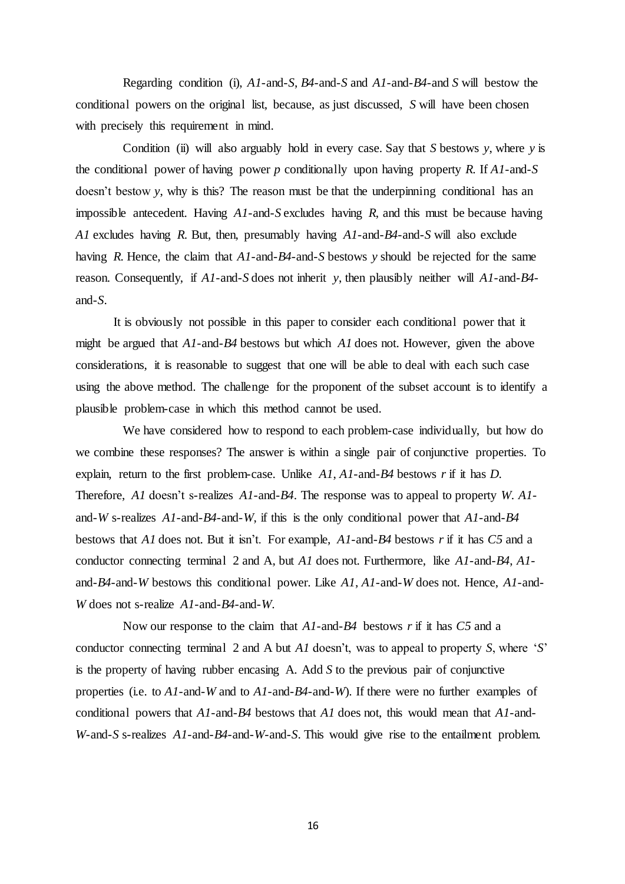Regarding condition (i), *A1*-and-*S*, *B4*-and-*S* and *A1*-and-*B4*-and *S* will bestow the conditional powers on the original list, because, as just discussed, *S* will have been chosen with precisely this requirement in mind.

Condition (ii) will also arguably hold in every case. Say that *S* bestows *y*, where *y* is the conditional power of having power *p* conditionally upon having property *R*. If *A1*-and-*S* doesn't bestow *y*, why is this? The reason must be that the underpinning conditional has an impossible antecedent. Having *A1*-and-*S* excludes having *R*, and this must be because having *A1* excludes having *R*. But, then, presumably having *A1*-and-*B4*-and-*S* will also exclude having *R*. Hence, the claim that *A1*-and-*B4*-and-*S* bestows *y* should be rejected for the same reason. Consequently, if *A1*-and-*S* does not inherit *y*, then plausibly neither will *A1*-and-*B4*-and-*S*.

It is obviously not possible in this paper to consider each conditional power that it might be argued that *A1*-and-*B4* bestows but which *A1* does not. However, given the above considerations, it is reasonable to suggest that one will be able to deal with each such case using the above method. The challenge for the proponent of the subset account is to identify a plausible problem-case in which this method cannot be used.

We have considered how to respond to each problem-case individually, but how do we combine these responses? The answer is within a single pair of conjunctive properties. To explain, return to the first problem-case. Unlike *A1*, *A1*-and-*B4* bestows *r* if it has *D*. Therefore, *A1* doesn't s-realizes *A1*-and-*B4*. The response was to appeal to property *W*. *A1*-and-*W* s-realizes *A1*-and-*B4*-and-*W*, if this is the only conditional power that *A1*-and-*B4* bestows that *A1* does not. But it isn't. For example, *A1*-and-*B4* bestows *r* if it has *C5* and a conductor connecting terminal 2 and A, but *A1* does not. Furthermore, like *A1*-and-*B4*, *A1*-and-*B4*-and-*W* bestows this conditional power. Like *A1*, *A1*-and-*W* does not. Hence, *A1*-and-*W* does not s-realize *A1*-and-*B4*-and-*W*.

Now our response to the claim that *A1*-and-*B4* bestows *r* if it has *C5* and a conductor connecting terminal 2 and A but *A1* doesn't, was to appeal to property *S*, where '*S*' is the property of having rubber encasing A. Add *S* to the previous pair of conjunctive properties (i.e. to *A1*-and-*W* and to *A1*-and-*B4*-and-*W*). If there were no further examples of conditional powers that *A1*-and-*B4* bestows that *A1* does not, this would mean that *A1*-and-*W*-and-*S* s-realizes *A1*-and-*B4*-and-*W*-and-*S*. This would give rise to the entailment problem.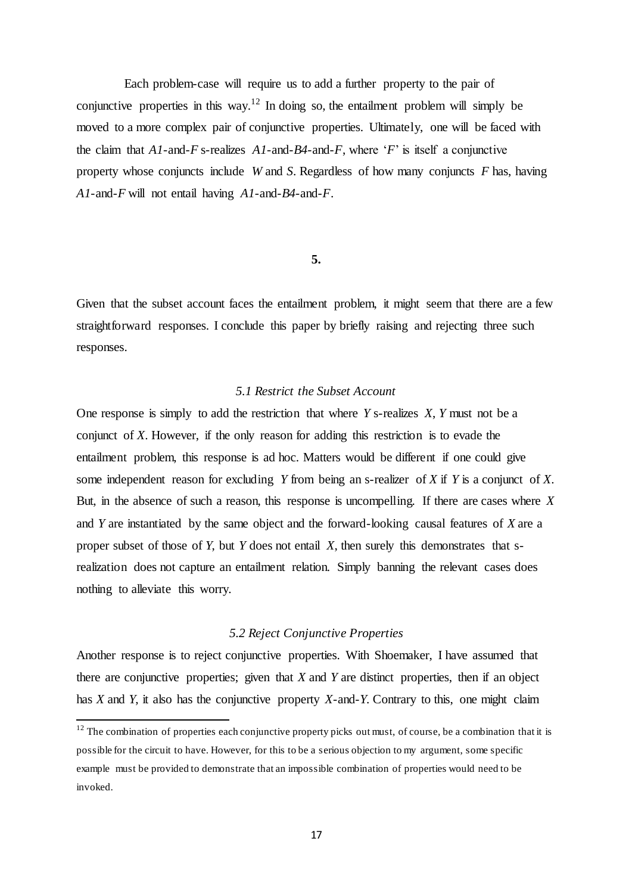Each problem-case will require us to add a further property to the pair of conjunctive properties in this way.[12] In doing so, the entailment problem will simply be moved to a more complex pair of conjunctive properties. Ultimately, one will be faced with the claim that *A1*-and-*F* s-realizes *A1*-and-*B4*-and-*F*, where '*F*' is itself a conjunctive property whose conjuncts include *W* and *S*. Regardless of how many conjuncts *F* has, having *A1*-and-*F* will not entail having *A1*-and-*B4*-and-*F*.

## 5.

Given that the subset account faces the entailment problem, it might seem that there are a few straightforward responses. I conclude this paper by briefly raising and rejecting three such responses.

### *5.1 Restrict the Subset Account*

One response is simply to add the restriction that where *Y* s-realizes *X*, *Y* must not be a conjunct of *X*. However, if the only reason for adding this restriction is to evade the entailment problem, this response is ad hoc. Matters would be different if one could give some independent reason for excluding *Y* from being an s-realizer of *X* if *Y* is a conjunct of *X*. But, in the absence of such a reason, this response is uncompelling. If there are cases where *X* and *Y* are instantiated by the same object and the forward-looking causal features of *X* are a proper subset of those of *Y*, but *Y* does not entail *X*, then surely this demonstrates that s-realization does not capture an entailment relation. Simply banning the relevant cases does nothing to alleviate this worry.

### *5.2 Reject Conjunctive Properties*

Another response is to reject conjunctive properties. With Shoemaker, I have assumed that there are conjunctive properties; given that *X* and *Y* are distinct properties, then if an object has *X* and *Y*, it also has the conjunctive property *X*-and-*Y*. Contrary to this, one might claim

[12] The combination of properties each conjunctive property picks out must, of course, be a combination that it is possible for the circuit to have. However, for this to be a serious objection to my argument, some specific example must be provided to demonstrate that an impossible combination of properties would need to be invoked.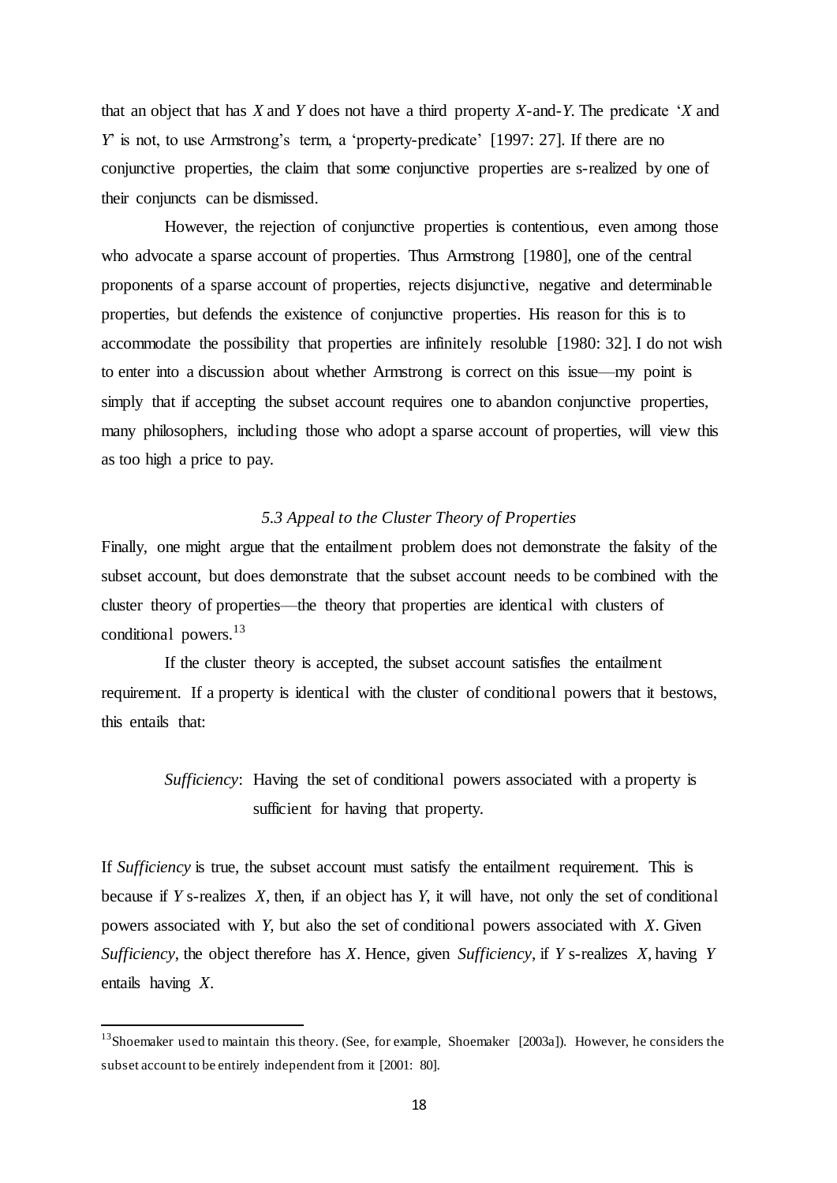that an object that has *X* and *Y* does not have a third property *X*-and-*Y*. The predicate '*X* and *Y*' is not, to use Armstrong's term, a 'property-predicate' [1997: 27]. If there are no conjunctive properties, the claim that some conjunctive properties are s-realized by one of their conjuncts can be dismissed.

However, the rejection of conjunctive properties is contentious, even among those who advocate a sparse account of properties. Thus Armstrong [1980], one of the central proponents of a sparse account of properties, rejects disjunctive, negative and determinable properties, but defends the existence of conjunctive properties. His reason for this is to accommodate the possibility that properties are infinitely resoluble [1980: 32]. I do not wish to enter into a discussion about whether Armstrong is correct on this issue—my point is simply that if accepting the subset account requires one to abandon conjunctive properties, many philosophers, including those who adopt a sparse account of properties, will view this as too high a price to pay.

### *5.3 Appeal to the Cluster Theory of Properties*

Finally, one might argue that the entailment problem does not demonstrate the falsity of the subset account, but does demonstrate that the subset account needs to be combined with the cluster theory of properties—the theory that properties are identical with clusters of conditional powers.[13]

If the cluster theory is accepted, the subset account satisfies the entailment requirement. If a property is identical with the cluster of conditional powers that it bestows, this entails that:

> *Sufficiency*: Having the set of conditional powers associated with a property is sufficient for having that property.

If *Sufficiency* is true, the subset account must satisfy the entailment requirement. This is because if *Y* s-realizes *X*, then, if an object has *Y*, it will have, not only the set of conditional powers associated with *Y*, but also the set of conditional powers associated with *X*. Given *Sufficiency*, the object therefore has *X*. Hence, given *Sufficiency*, if *Y* s-realizes *X*, having *Y* entails having *X*.

---

[13] Shoemaker used to maintain this theory. (See, for example, Shoemaker [2003a]). However, he considers the subset account to be entirely independent from it [2001: 80].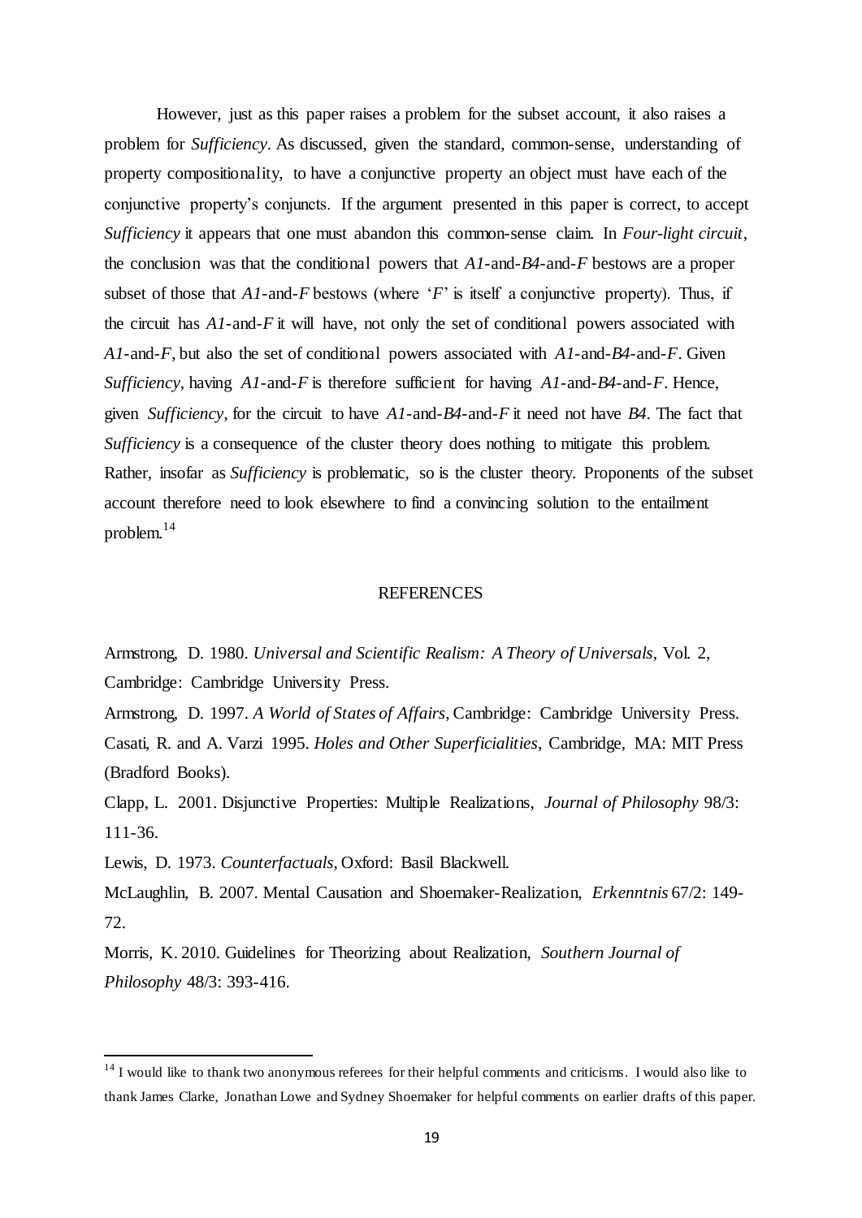However, just as this paper raises a problem for the subset account, it also raises a problem for *Sufficiency*. As discussed, given the standard, common-sense, understanding of property compositionality, to have a conjunctive property an object must have each of the conjunctive property's conjuncts. If the argument presented in this paper is correct, to accept *Sufficiency* it appears that one must abandon this common-sense claim. In *Four-light circuit*, the conclusion was that the conditional powers that *A1*-and-*B4*-and-*F* bestows are a proper subset of those that *A1*-and-*F* bestows (where '*F*' is itself a conjunctive property). Thus, if the circuit has *A1*-and-*F* it will have, not only the set of conditional powers associated with *A1*-and-*F*, but also the set of conditional powers associated with *A1*-and-*B4*-and-*F*. Given *Sufficiency*, having *A1*-and-*F* is therefore sufficient for having *A1*-and-*B4*-and-*F*. Hence, given *Sufficiency*, for the circuit to have *A1*-and-*B4*-and-*F* it need not have *B4*. The fact that *Sufficiency* is a consequence of the cluster theory does nothing to mitigate this problem. Rather, insofar as *Sufficiency* is problematic, so is the cluster theory. Proponents of the subset account therefore need to look elsewhere to find a convincing solution to the entailment problem.[14]

## REFERENCES

Armstrong, D. 1980. *Universal and Scientific Realism: A Theory of Universals*, Vol. 2, Cambridge: Cambridge University Press.

Armstrong, D. 1997. *A World of States of Affairs*, Cambridge: Cambridge University Press.

Casati, R. and A. Varzi 1995. *Holes and Other Superficialities*, Cambridge, MA: MIT Press (Bradford Books).

Clapp, L. 2001. Disjunctive Properties: Multiple Realizations, *Journal of Philosophy* 98/3: 111-36.

Lewis, D. 1973. *Counterfactuals*, Oxford: Basil Blackwell.

McLaughlin, B. 2007. Mental Causation and Shoemaker-Realization, *Erkenntnis* 67/2: 149-72.

Morris, K. 2010. Guidelines for Theorizing about Realization, *Southern Journal of Philosophy* 48/3: 393-416.

---

[14] I would like to thank two anonymous referees for their helpful comments and criticisms. I would also like to thank James Clarke, Jonathan Lowe and Sydney Shoemaker for helpful comments on earlier drafts of this paper.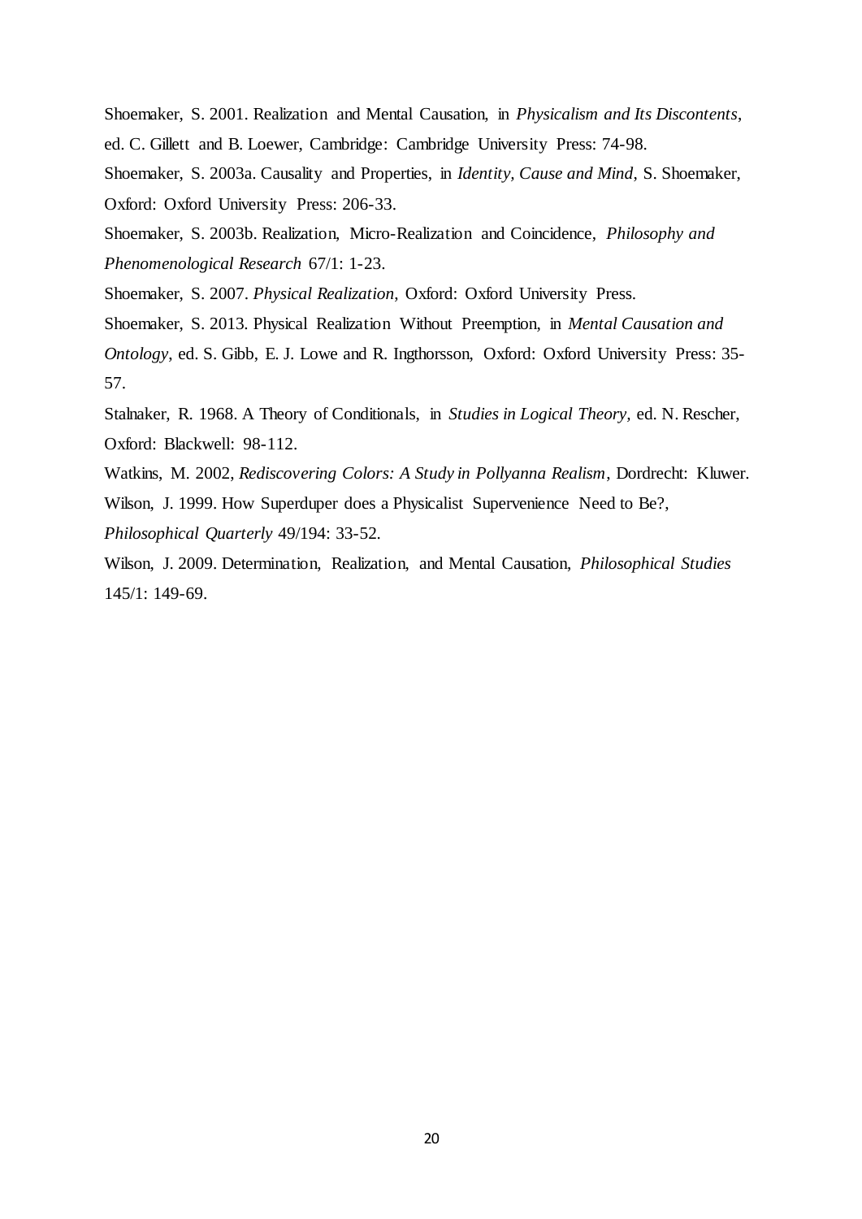Shoemaker, S. 2001. Realization and Mental Causation, in *Physicalism and Its Discontents*, ed. C. Gillett and B. Loewer, Cambridge: Cambridge University Press: 74-98.

Shoemaker, S. 2003a. Causality and Properties, in *Identity, Cause and Mind*, S. Shoemaker, Oxford: Oxford University Press: 206-33.

Shoemaker, S. 2003b. Realization, Micro-Realization and Coincidence, *Philosophy and Phenomenological Research* 67/1: 1-23.

Shoemaker, S. 2007. *Physical Realization*, Oxford: Oxford University Press.

Shoemaker, S. 2013. Physical Realization Without Preemption, in *Mental Causation and Ontology*, ed. S. Gibb, E. J. Lowe and R. Ingthorsson, Oxford: Oxford University Press: 35-57.

Stalnaker, R. 1968. A Theory of Conditionals, in *Studies in Logical Theory*, ed. N. Rescher, Oxford: Blackwell: 98-112.

Watkins, M. 2002, *Rediscovering Colors: A Study in Pollyanna Realism*, Dordrecht: Kluwer.

Wilson, J. 1999. How Superduper does a Physicalist Supervenience Need to Be?, *Philosophical Quarterly* 49/194: 33-52.

Wilson, J. 2009. Determination, Realization, and Mental Causation, *Philosophical Studies* 145/1: 149-69.